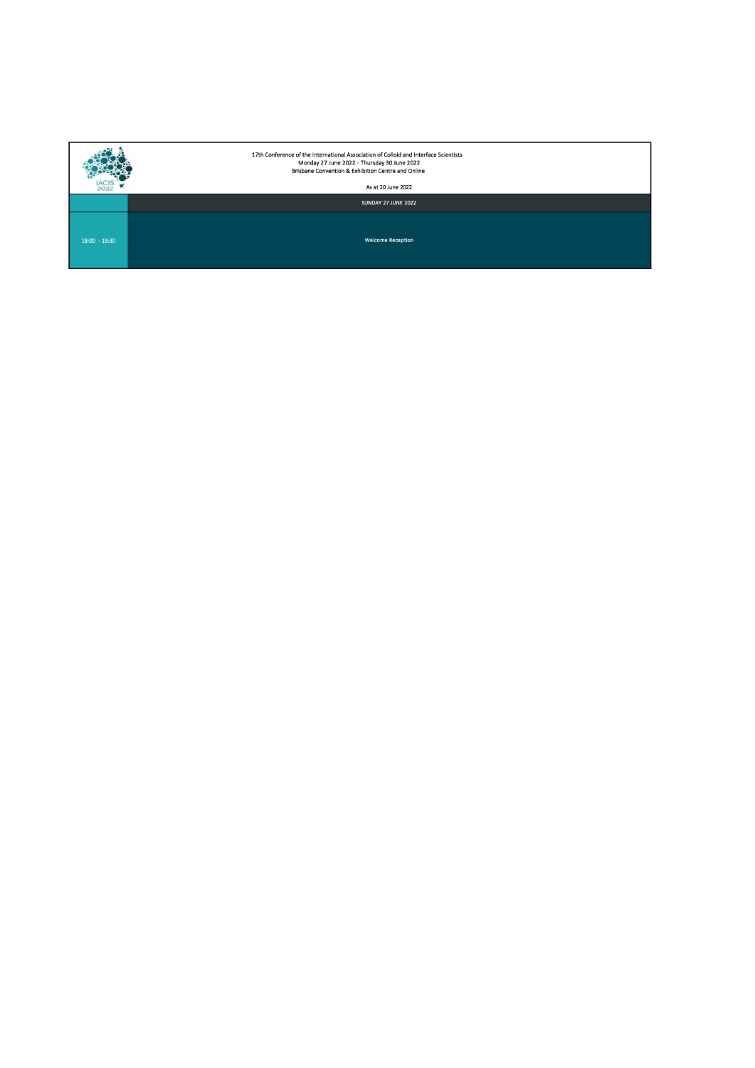17th Conference of the International Association of Colloid and Interface Scientists
Monday 27 June 2022 - Thursday 30 June 2022
Brisbane Convention & Exhibition Centre and Online

As at 20 June 2022

| | SUNDAY 27 JUNE 2022 |
|---|---|
| 18:00 - 19:30 | Welcome Reception |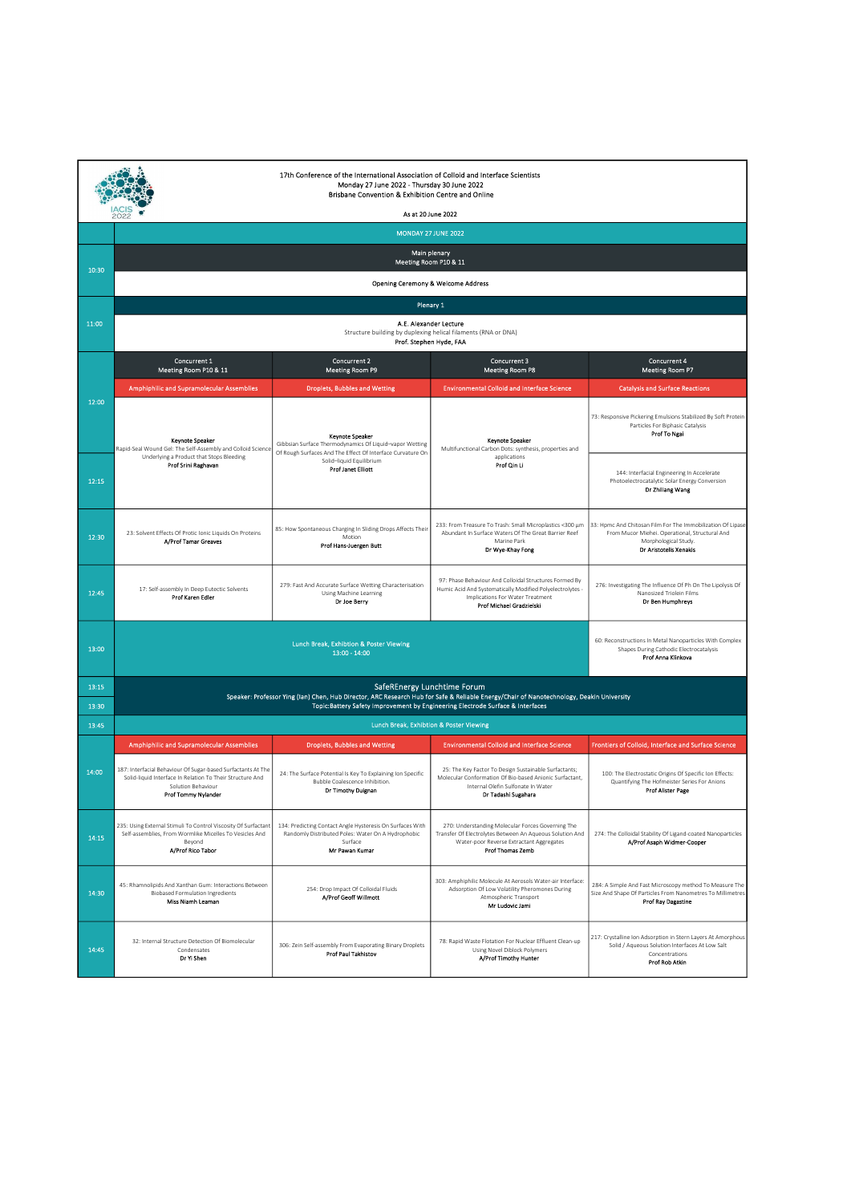17th Conference of the International Association of Colloid and Interface Scientists
Monday 27 June 2022 - Thursday 30 June 2022
Brisbane Convention & Exhibition Centre and Online

As at 20 June 2022

## MONDAY 27 JUNE 2022

| Time | | | | |
|---|---|---|---|---|
| 10:30 | Main plenary<br>Meeting Room P10 & 11<br><br>Opening Ceremony & Welcome Address | | | |
| 11:00 | Plenary 1<br><br>A.E. Alexander Lecture<br>Structure building by duplexing helical filaments (RNA or DNA)<br>**Prof. Stephen Hyde, FAA** | | | |
| | Concurrent 1<br>Meeting Room P10 & 11 | Concurrent 2<br>Meeting Room P9 | Concurrent 3<br>Meeting Room P8 | Concurrent 4<br>Meeting Room P7 |
| | Amphiphilic and Supramolecular Assemblies | Droplets, Bubbles and Wetting | Environmental Colloid and Interface Science | Catalysis and Surface Reactions |
| 12:00 | Keynote Speaker<br>Rapid-Seal Wound Gel: The Self-Assembly and Colloid Science Underlying a Product that Stops Bleeding<br>**Prof Srini Raghavan** | Keynote Speaker<br>Gibbsian Surface Thermodynamics Of Liquid–vapor Wetting Of Rough Surfaces And The Effect Of Interface Curvature On Solid–liquid Equilibrium<br>**Prof Janet Elliott** | Keynote Speaker<br>Multifunctional Carbon Dots: synthesis, properties and applications<br>**Prof Qin Li** | 73: Responsive Pickering Emulsions Stabilized By Soft Protein Particles For Biphasic Catalysis<br>**Prof To Ngai** |
| 12:15 | | | | 144: Interfacial Engineering In Accelerate Photoelectrocatalytic Solar Energy Conversion<br>**Dr Zhiliang Wang** |
| 12:30 | 23: Solvent Effects Of Protic Ionic Liquids On Proteins<br>**A/Prof Tamar Greaves** | 85: How Spontaneous Charging In Sliding Drops Affects Their Motion<br>**Prof Hans-Juergen Butt** | 233: From Treasure To Trash: Small Microplastics <300 µm Abundant In Surface Waters Of The Great Barrier Reef Marine Park<br>**Dr Wye-Khay Fong** | 33: Hpmc And Chitosan Film For The Immobilization Of Lipase From Mucor Miehei. Operational, Structural And Morphological Study.<br>**Dr Aristotelis Xenakis** |
| 12:45 | 17: Self-assembly In Deep Eutectic Solvents<br>**Prof Karen Edler** | 279: Fast And Accurate Surface Wetting Characterisation Using Machine Learning<br>**Dr Joe Berry** | 97: Phase Behaviour And Colloidal Structures Formed By Humic Acid And Systematically Modified Polyelectrolytes - Implications For Water Treatment<br>**Prof Michael Gradzielski** | 276: Investigating The Influence Of Ph On The Lipolysis Of Nanosized Triolein Films<br>**Dr Ben Humphreys** |
| 13:00 | Lunch Break, Exhibition & Poster Viewing<br>13:00 - 14:00 | | | 60: Reconstructions In Metal Nanoparticles With Complex Shapes During Cathodic Electrocatalysis<br>**Prof Anna Klinkova** |
| 13:15<br>13:30 | SafeREnergy Lunchtime Forum<br>Speaker: Professor Ying (Ian) Chen, Hub Director, ARC Research Hub for Safe & Reliable Energy/Chair of Nanotechnology, Deakin University<br>Topic: Battery Safety Improvement by Engineering Electrode Surface & Interfaces | | | |
| 13:45 | Lunch Break, Exhibition & Poster Viewing | | | |
| | Amphiphilic and Supramolecular Assemblies | Droplets, Bubbles and Wetting | Environmental Colloid and Interface Science | Frontiers of Colloid, Interface and Surface Science |
| 14:00 | 187: Interfacial Behaviour Of Sugar-based Surfactants At The Solid-liquid Interface In Relation To Their Structure And Solution Behaviour<br>**Prof Tommy Nylander** | 24: The Surface Potential Is Key To Explaining Ion Specific Bubble Coalescence Inhibition.<br>**Dr Timothy Duignan** | 25: The Key Factor To Design Sustainable Surfactants; Molecular Conformation Of Bio-based Anionic Surfactant, Internal Olefin Sulfonate In Water<br>**Dr Tadashi Sugahara** | 100: The Electrostatic Origins Of Specific Ion Effects: Quantifying The Hofmeister Series For Anions<br>**Prof Alister Page** |
| 14:15 | 235: Using External Stimuli To Control Viscosity Of Surfactant Self-assemblies, From Wormlike Micelles To Vesicles And Beyond<br>**A/Prof Rico Tabor** | 134: Predicting Contact Angle Hysteresis On Surfaces With Randomly Distributed Poles: Water On A Hydrophobic Surface<br>**Mr Pawan Kumar** | 270: Understanding Molecular Forces Governing The Transfer Of Electrolytes Between An Aqueous Solution And Water-poor Reverse Extractant Aggregates<br>**Prof Thomas Zemb** | 274: The Colloidal Stability Of Ligand-coated Nanoparticles<br>**A/Prof Asaph Widmer-Cooper** |
| 14:30 | 45: Rhamnolipids And Xanthan Gum: Interactions Between Biobased Formulation Ingredients<br>**Miss Niamh Leaman** | 254: Drop Impact Of Colloidal Fluids<br>**A/Prof Geoff Willmott** | 303: Amphiphilic Molecule At Aerosols Water-air Interface: Adsorption Of Low Volatility Pheromones During Atmospheric Transport<br>**Mr Ludovic Jami** | 284: A Simple And Fast Microscopy method To Measure The Size And Shape Of Particles From Nanometres To Millimetres<br>**Prof Ray Dagastine** |
| 14:45 | 32: Internal Structure Detection Of Biomolecular Condensates<br>**Dr Yi Shen** | 306: Zein Self-assembly From Evaporating Binary Droplets<br>**Prof Paul Takhistov** | 78: Rapid Waste Flotation For Nuclear Effluent Clean-up Using Novel Diblock Polymers<br>**A/Prof Timothy Hunter** | 217: Crystalline Ion Adsorption In Stern Layers At Amorphous Solid / Aqueous Solution Interfaces At Low Salt Concentrations<br>**Prof Rob Atkin** |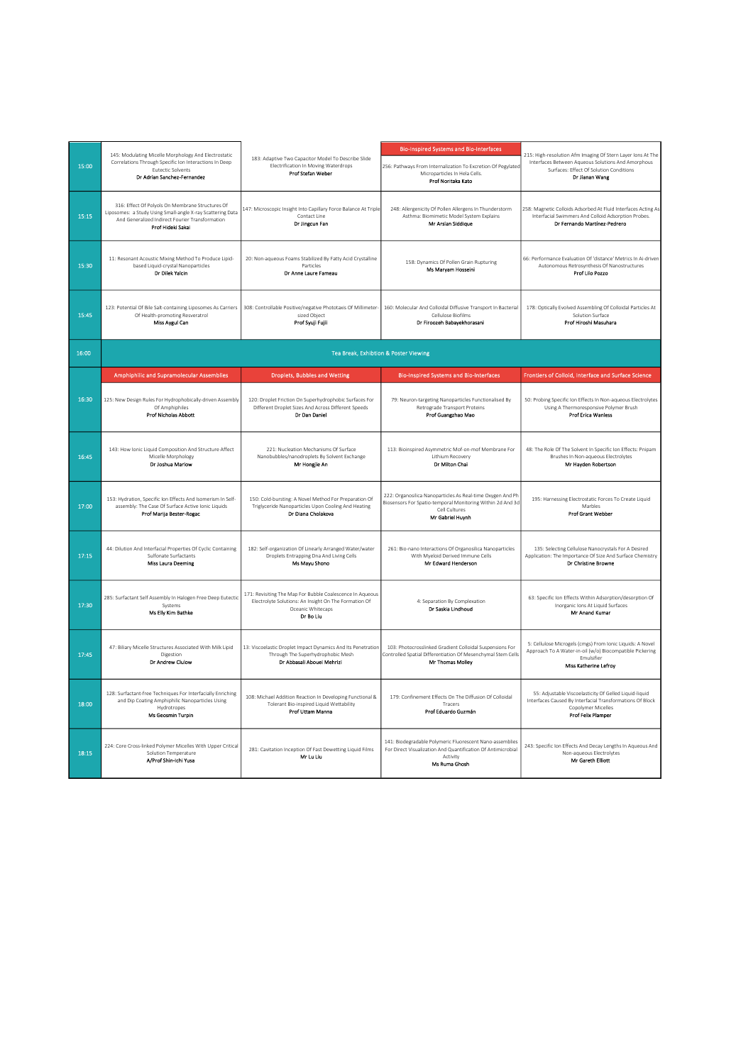| | | | | |
|---|---|---|---|---|
| 15:00 | 145: Modulating Micelle Morphology And Electrostatic Correlations Through Specific Ion Interactions In Deep Eutectic Solvents **Dr Adrian Sanchez-Fernandez** | 183: Adaptive Two Capacitor Model To Describe Slide Electrification In Moving Waterdrops **Prof Stefan Weber** | **Bio-inspired Systems and Bio-interfaces** 256: Pathways From Internalization To Excretion Of Pegylated Microparticles In Hela Cells. **Prof Noritaka Kato** | 215: High-resolution Afm Imaging Of Stern Layer Ions At The Interfaces Between Aqueous Solutions And Amorphous Surfaces: Effect Of Solution Conditions **Dr Jianan Wang** |
| 15:15 | 316: Effect Of Polyols On Membrane Structures Of Liposomes: a Study Using Small-angle X-ray Scattering Data And Generalized Indirect Fourier Transformation **Prof Hideki Sakai** | 147: Microscopic Insight Into Capillary Force Balance At Triple Contact Line **Dr Jingcun Fan** | 248: Allergenicity Of Pollen Allergens In Thunderstorm Asthma: Biomimetic Model System Explains **Mr Arslan Siddique** | 258: Magnetic Colloids Adsorbed At Fluid Interfaces Acting As Interfacial Swimmers And Colloid Adsorption Probes. **Dr Fernando Martinez-Pedrero** |
| 15:30 | 11: Resonant Acoustic Mixing Method To Produce Lipid-based Liquid-crystal Nanoparticles **Dr Dilek Yalcin** | 20: Non-aqueous Foams Stabilized By Fatty Acid Crystalline Particles **Dr Anne Laure Fameau** | 158: Dynamics Of Pollen Grain Rupturing **Ms Maryam Hosseini** | 66: Performance Evaluation Of 'distance' Metrics In Ai-driven Autonomous Retrosynthesis Of Nanostructures **Prof Lilo Pozzo** |
| 15:45 | 123: Potential Of Bile Salt-containing Liposomes As Carriers Of Health-promoting Resveratrol **Miss Aygul Can** | 308: Controllable Positive/negative Phototaxis Of Millimeter-sized Object **Prof Syuji Fujii** | 160: Molecular And Colloidal Diffusive Transport In Bacterial Cellulose Biofilms **Dr Firoozeh Babayekhorasani** | 178: Optically Evolved Assembling Of Colloidal Particles At Solution Surface **Prof Hiroshi Masuhara** |
| 16:00 | Tea Break, Exhibition & Poster Viewing | | | |
| | **Amphiphilic and Supramolecular Assemblies** | **Droplets, Bubbles and Wetting** | **Bio-inspired Systems and Bio-interfaces** | **Frontiers of Colloid, Interface and Surface Science** |
| 16:30 | 125: New Design Rules For Hydrophobically-driven Assembly Of Amphiphiles **Prof Nicholas Abbott** | 120: Droplet Friction On Superhydrophobic Surfaces For Different Droplet Sizes And Across Different Speeds **Dr Dan Daniel** | 79: Neuron-targeting Nanoparticles Functionalised By Retrograde Transport Proteins **Prof Guangzhao Mao** | 50: Probing Specific Ion Effects In Non-aqueous Electrolytes Using A Thermoresponsive Polymer Brush **Prof Erica Wanless** |
| 16:45 | 143: How Ionic Liquid Composition And Structure Affect Micelle Morphology **Dr Joshua Marlow** | 221: Nucleation Mechanisms Of Surface Nanobubbles/nanodroplets By Solvent Exchange **Mr Hongjie An** | 113: Bioinspired Asymmetric Mof-on-mof Membrane For Lithium Recovery **Dr Milton Chai** | 48: The Role Of The Solvent In Specific Ion Effects: Pnipam Brushes In Non-aqueous Electrolytes **Mr Hayden Robertson** |
| 17:00 | 153: Hydration, Specific Ion Effects And Isomerism In Self-assembly: The Case Of Surface Active Ionic Liquids **Prof Marija Bester-Rogac** | 150: Cold-bursting: A Novel Method For Preparation Of Triglyceride Nanoparticles Upon Cooling And Heating **Dr Diana Cholakova** | 222: Organosilica Nanoparticles As Real-time Oxygen And Ph Biosensors For Spatio-temporal Monitoring Within 2d And 3d Cell Cultures **Mr Gabriel Huynh** | 195: Harnessing Electrostatic Forces To Create Liquid Marbles **Prof Grant Webber** |
| 17:15 | 44: Dilution And Interfacial Properties Of Cyclic Containing Sulfonate Surfactants **Miss Laura Deeming** | 182: Self-organization Of Linearly Arranged Water/water Droplets Entrapping Dna And Living Cells **Ms Mayu Shono** | 261: Bio-nano Interactions Of Organosilica Nanoparticles With Myeloid Derived Immune Cells **Mr Edward Henderson** | 135: Selecting Cellulose Nanocrystals For A Desired Application: The Importance Of Size And Surface Chemistry **Dr Christine Browne** |
| 17:30 | 285: Surfactant Self Assembly In Halogen Free Deep Eutectic Systems **Ms Elly Kim Bathke** | 171: Revisiting The Map For Bubble Coalescence In Aqueous Electrolyte Solutions: An Insight On The Formation Of Oceanic Whitecaps **Dr Bo Liu** | 4: Separation By Complexation **Dr Saskia Lindhoud** | 63: Specific Ion Effects Within Adsorption/desorption Of Inorganic Ions At Liquid Surfaces **Mr Anand Kumar** |
| 17:45 | 47: Biliary Micelle Structures Associated With Milk Lipid Digestion **Dr Andrew Clulow** | 13: Viscoelastic Droplet Impact Dynamics And Its Penetration Through The Superhydrophobic Mesh **Dr Abbasali Abouei Mehrizi** | 103: Photocrosslinked Gradient Colloidal Suspensions For Controlled Spatial Differentiation Of Mesenchymal Stem Cells **Mr Thomas Molley** | 5: Cellulose Microgels (cmgs) From Ionic Liquids: A Novel Approach To A Water-in-oil (w/o) Biocompatible Pickering Emulsifier **Miss Katherine Lefroy** |
| 18:00 | 128: Surfactant-free Techniques For Interfacially Enriching and Dip Coating Amphiphilic Nanoparticles Using Hydrotropes **Ms Geosmin Turpin** | 108: Michael Addition Reaction In Developing Functional & Tolerant Bio-inspired Liquid Wettability **Prof Uttam Manna** | 179: Confinement Effects On The Diffusion Of Colloidal Tracers **Prof Eduardo Guzmán** | 55: Adjustable Viscoelasticity Of Gelled Liquid-liquid Interfaces Caused By Interfacial Transformations Of Block Copolymer Micelles **Prof Felix Plamper** |
| 18:15 | 224: Core Cross-linked Polymer Micelles With Upper Critical Solution Temperature **A/Prof Shin-ichi Yusa** | 281: Cavitation Inception Of Fast Dewetting Liquid Films **Mr Lu Liu** | 141: Biodegradable Polymeric Fluorescent Nano-assemblies For Direct Visualization And Quantification Of Antimicrobial Activity **Ms Ruma Ghosh** | 243: Specific Ion Effects And Decay Lengths In Aqueous And Non-aqueous Electrolytes **Mr Gareth Elliott** |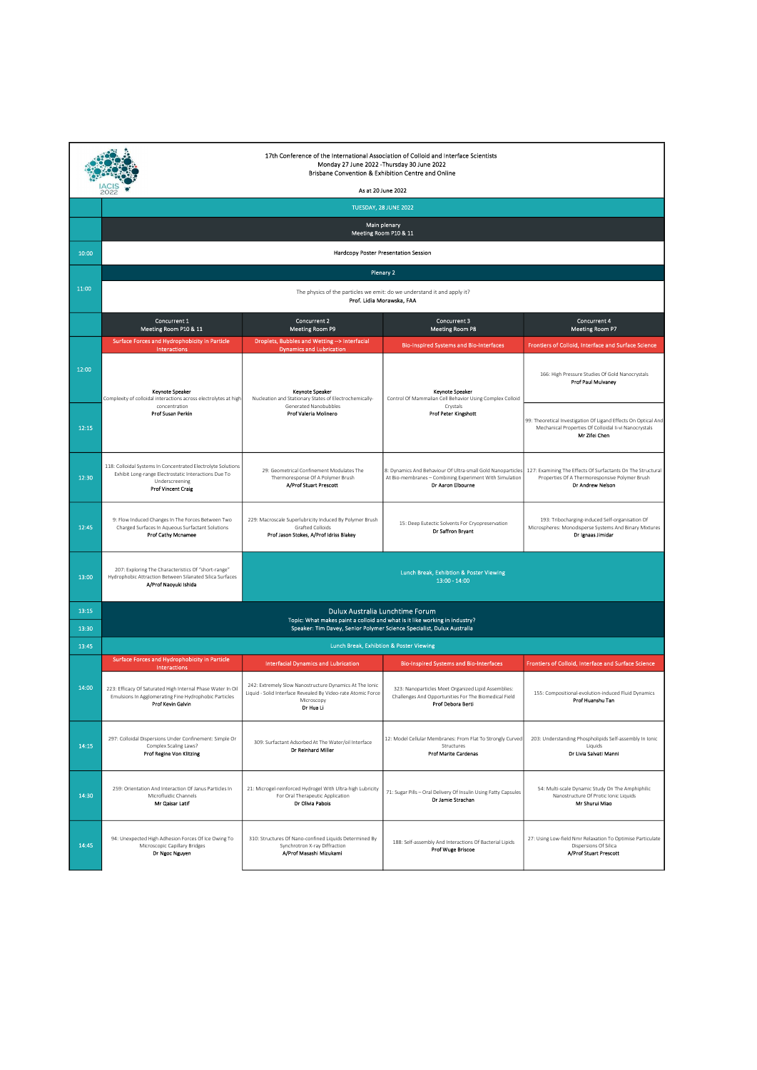17th Conference of the International Association of Colloid and Interface Scientists
Monday 27 June 2022 -Thursday 30 June 2022
Brisbane Convention & Exhibition Centre and Online

As at 20 June 2022

## TUESDAY, 28 JUNE 2022

| | | | | |
|---|---|---|---|---|
| | Main plenary<br>Meeting Room P10 & 11 | | | |
| 10:00 | Hardcopy Poster Presentation Session | | | |
| | Plenary 2 | | | |
| 11:00 | The physics of the particles we emit: do we understand it and apply it?<br>**Prof. Lidia Morawska, FAA** | | | |
| | Concurrent 1<br>Meeting Room P10 & 11 | Concurrent 2<br>Meeting Room P9 | Concurrent 3<br>Meeting Room P8 | Concurrent 4<br>Meeting Room P7 |
| | Surface Forces and Hydrophobicity in Particle Interactions | Droplets, Bubbles and Wetting --> Interfacial Dynamics and Lubrication | Bio-Inspired Systems and Bio-Interfaces | Frontiers of Colloid, Interface and Surface Science |
| 12:00 | **Keynote Speaker**<br>Complexity of colloidal interactions across electrolytes at high concentration<br>**Prof Susan Perkin** | **Keynote Speaker**<br>Nucleation and Stationary States of Electrochemically-Generated Nanobubbles<br>**Prof Valeria Molinero** | **Keynote Speaker**<br>Control Of Mammalian Cell Behavior Using Complex Colloid Crystals<br>**Prof Peter Kingshott** | 166: High Pressure Studies Of Gold Nanocrystals<br>**Prof Paul Mulvaney** |
| 12:15 | | | | 99: Theoretical Investigation Of Ligand Effects On Optical And Mechanical Properties Of Colloidal Ii-vi Nanocrystals<br>**Mr Zifei Chen** |
| 12:30 | 118: Colloidal Systems In Concentrated Electrolyte Solutions Exhibit Long-range Electrostatic Interactions Due To Underscreening<br>**Prof Vincent Craig** | 29: Geometrical Confinement Modulates The Thermoresponse Of A Polymer Brush<br>**A/Prof Stuart Prescott** | 8: Dynamics And Behaviour Of Ultra-small Gold Nanoparticles At Bio-membranes – Combining Experiment With Simulation<br>**Dr Aaron Elbourne** | 127: Examining The Effects Of Surfactants On The Structural Properties Of A Thermoresponsive Polymer Brush<br>**Dr Andrew Nelson** |
| 12:45 | 9: Flow Induced Changes In The Forces Between Two Charged Surfaces In Aqueous Surfactant Solutions<br>**Prof Cathy Mcnamee** | 229: Macroscale Superlubricity Induced By Polymer Brush Grafted Colloids<br>**Prof Jason Stokes, A/Prof Idriss Blakey** | 15: Deep Eutectic Solvents For Cryopreservation<br>**Dr Saffron Bryant** | 193: Tribocharging-induced Self-organisation Of Microspheres: Monodisperse Systems And Binary Mixtures<br>**Dr Ignaas Jimidar** |
| 13:00 | 207: Exploring The Characteristics Of "short-range" Hydrophobic Attraction Between Silanated Silica Surfaces<br>**A/Prof Naoyuki Ishida** | Lunch Break, Exhibtion & Poster Viewing<br>13:00 - 14:00 | | |
| 13:15 | Dulux Australia Lunchtime Forum<br>Topic: What makes paint a colloid and what is it like working in industry?<br>Speaker: Tim Davey, Senior Polymer Science Specialist, Dulux Australia | | | |
| 13:30 | | | | |
| 13:45 | Lunch Break, Exhibtion & Poster Viewing | | | |
| | Surface Forces and Hydrophobicity in Particle Interactions | Interfacial Dynamics and Lubrication | Bio-Inspired Systems and Bio-Interfaces | Frontiers of Colloid, Interface and Surface Science |
| 14:00 | 223: Efficacy Of Saturated High Internal Phase Water In Oil Emulsions In Agglomerating Fine Hydrophobic Particles<br>**Prof Kevin Galvin** | 242: Extremely Slow Nanostructure Dynamics At The Ionic Liquid - Solid Interface Revealed By Video-rate Atomic Force Microscopy<br>**Dr Hua Li** | 323: Nanoparticles Meet Organized Lipid Assemblies: Challenges And Opportunities For The Biomedical Field<br>**Prof Debora Berti** | 155: Compositional-evolution-induced Fluid Dynamics<br>**Prof Huanshu Tan** |
| 14:15 | 297: Colloidal Dispersions Under Confinement: Simple Or Complex Scaling Laws?<br>**Prof Regine Von Klitzing** | 309: Surfactant Adsorbed At The Water/oil Interface<br>**Dr Reinhard Miller** | 12: Model Cellular Membranes: From Flat To Strongly Curved Structures<br>**Prof Marite Cardenas** | 203: Understanding Phospholipids Self-assembly In Ionic Liquids<br>**Dr Livia Salvati Manni** |
| 14:30 | 259: Orientation And Interaction Of Janus Particles In Microfluidic Channels<br>**Mr Qaisar Latif** | 21: Microgel-reinforced Hydrogel With Ultra-high Lubricity For Oral Therapeutic Application<br>**Dr Olivia Pabois** | 71: Sugar Pills – Oral Delivery Of Insulin Using Fatty Capsules<br>**Dr Jamie Strachan** | 54: Multi-scale Dynamic Study On The Amphiphilic Nanostructure Of Protic Ionic Liquids<br>**Mr Shurui Miao** |
| 14:45 | 94: Unexpected High Adhesion Forces Of Ice Owing To Microscopic Capillary Bridges<br>**Dr Ngoc Nguyen** | 310: Structures Of Nano-confined Liquids Determined By Synchrotron X-ray Diffraction<br>**A/Prof Masashi Mizukami** | 188: Self-assembly And Interactions Of Bacterial Lipids<br>**Prof Wuge Briscoe** | 27: Using Low-field Nmr Relaxation To Optimise Particulate Dispersions Of Silica<br>**A/Prof Stuart Prescott** |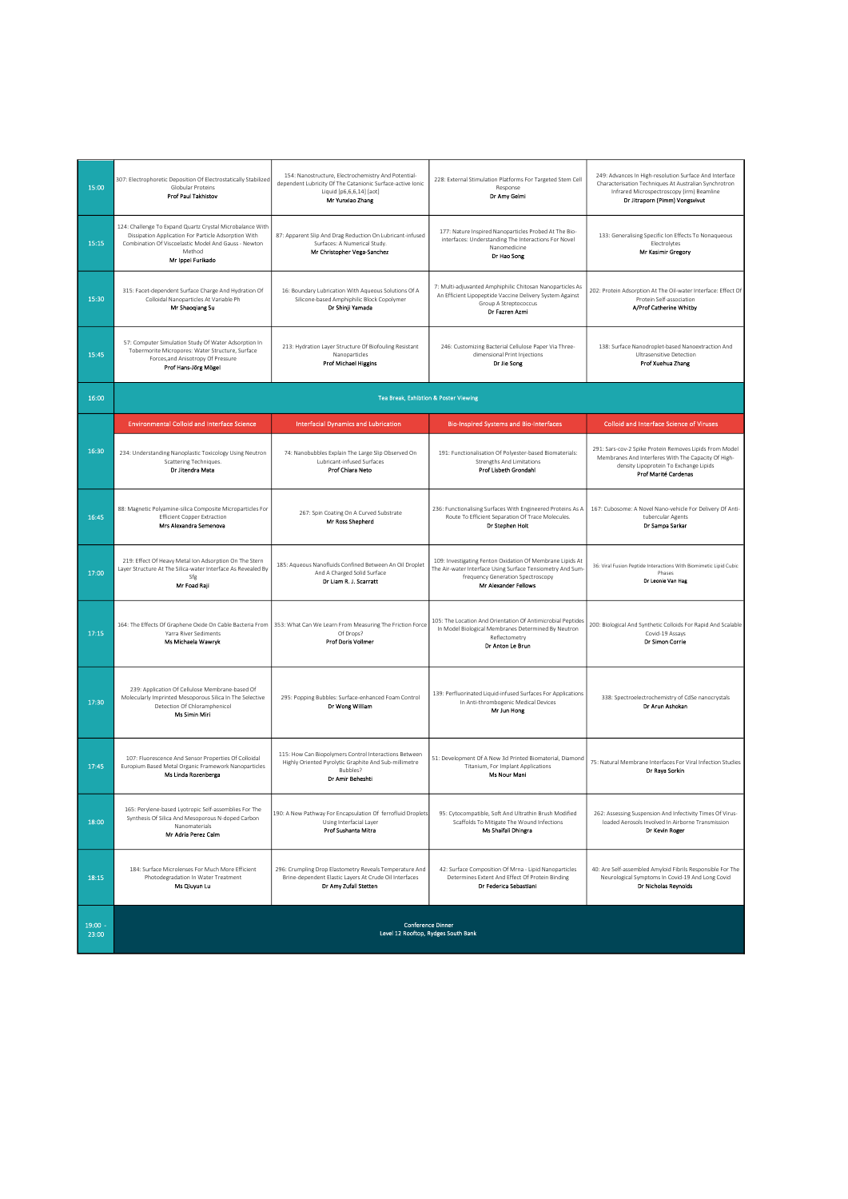| | | | | |
|---|---|---|---|---|
| 15:00 | 307: Electrophoretic Deposition Of Electrostatically Stabilized Globular Proteins **Prof Paul Takhistov** | 154: Nanostructure, Electrochemistry And Potential-dependent Lubricity Of The Catanionic Surface-active Ionic Liquid [p6,6,6,14] [aot] **Mr Yunxiao Zhang** | 228: External Stimulation Platforms For Targeted Stem Cell Response **Dr Amy Gelmi** | 249: Advances In High-resolution Surface And Interface Characterisation Techniques At Australian Synchrotron Infrared Microspectroscopy (irm) Beamline **Dr Jitraporn (Pimm) Vongsvivut** |
| 15:15 | 124: Challenge To Expand Quartz Crystal Microbalance With Dissipation Application For Particle Adsorption With Combination Of Viscoelastic Model And Gauss - Newton Method **Mr Ippei Furikado** | 87: Apparent Slip And Drag Reduction On Lubricant-infused Surfaces: A Numerical Study. **Mr Christopher Vega-Sanchez** | 177: Nature Inspired Nanoparticles Probed At The Bio-interfaces: Understanding The Interactions For Novel Nanomedicine **Dr Hao Song** | 133: Generalising Specific Ion Effects To Nonaqueous Electrolytes **Mr Kasimir Gregory** |
| 15:30 | 315: Facet-dependent Surface Charge And Hydration Of Colloidal Nanoparticles At Variable Ph **Mr Shaoqiang Su** | 16: Boundary Lubrication With Aqueous Solutions Of A Silicone-based Amphiphilic Block Copolymer **Dr Shinji Yamada** | 7: Multi-adjuvanted Amphiphilic Chitosan Nanoparticles As An Efficient Lipopeptide Vaccine Delivery System Against Group A Streptococcus **Dr Fazren Azmi** | 202: Protein Adsorption At The Oil-water Interface: Effect Of Protein Self-association **A/Prof Catherine Whitby** |
| 15:45 | 57: Computer Simulation Study Of Water Adsorption In Tobermorite Micropores: Water Structure, Surface Forces,and Anisotropy Of Pressure **Prof Hans-Jörg Mögel** | 213: Hydration Layer Structure Of Biofouling Resistant Nanoparticles **Prof Michael Higgins** | 246: Customizing Bacterial Cellulose Paper Via Three-dimensional Print Injections **Dr Jie Song** | 138: Surface Nanodroplet-based Nanoextraction And Ultrasensitive Detection **Prof Xuehua Zhang** |
| 16:00 | Tea Break, Exhibition & Poster Viewing | | | |
| | **Environmental Colloid and Interface Science** | **Interfacial Dynamics and Lubrication** | **Bio-Inspired Systems and Bio-Interfaces** | **Colloid and Interface Science of Viruses** |
| 16:30 | 234: Understanding Nanoplastic Toxicology Using Neutron Scattering Techniques. **Dr Jitendra Mata** | 74: Nanobubbles Explain The Large Slip Observed On Lubricant-infused Surfaces **Prof Chiara Neto** | 191: Functionalisation Of Polyester-based Biomaterials: Strengths And Limitations **Prof Lisbeth Grondahl** | 291: Sars-cov-2 Spike Protein Removes Lipids From Model Membranes And Interferes With The Capacity Of High-density Lipoprotein To Exchange Lipids **Prof Marité Cardenas** |
| 16:45 | 88: Magnetic Polyamine-silica Composite Microparticles For Efficient Copper Extraction **Mrs Alexandra Semenova** | 267: Spin Coating On A Curved Substrate **Mr Ross Shepherd** | 236: Functionalising Surfaces With Engineered Proteins As A Route To Efficient Separation Of Trace Molecules. **Dr Stephen Holt** | 167: Cubosome: A Novel Nano-vehicle For Delivery Of Anti-tubercular Agents **Dr Sampa Sarkar** |
| 17:00 | 219: Effect Of Heavy Metal Ion Adsorption On The Stern Layer Structure At The Silica-water Interface As Revealed By Sfg **Mr Foad Raji** | 185: Aqueous Nanofluids Confined Between An Oil Droplet And A Charged Solid Surface **Dr Liam R. J. Scarratt** | 109: Investigating Fenton Oxidation Of Membrane Lipids At The Air-water Interface Using Surface Tensiometry And Sum-frequency Generation Spectroscopy **Mr Alexander Fellows** | 36: Viral Fusion Peptide Interactions With Biomimetic Lipid Cubic Phases **Dr Leonie Van Hag** |
| 17:15 | 164: The Effects Of Graphene Oxide On Cable Bacteria From Yarra River Sediments **Ms Michaela Wawryk** | 353: What Can We Learn From Measuring The Friction Force Of Drops? **Prof Doris Vollmer** | 105: The Location And Orientation Of Antimicrobial Peptides In Model Biological Membranes Determined By Neutron Reflectometry **Dr Anton Le Brun** | 200: Biological And Synthetic Colloids For Rapid And Scalable Covid-19 Assays **Dr Simon Corrie** |
| 17:30 | 239: Application Of Cellulose Membrane-based Of Molecularly Imprinted Mesoporous Silica In The Selective Detection Of Chloramphenicol **Ms Simin Miri** | 295: Popping Bubbles: Surface-enhanced Foam Control **Dr Wong William** | 139: Perfluorinated Liquid-infused Surfaces For Applications In Anti-thrombogenic Medical Devices **Mr Jun Hong** | 338: Spectroelectrochemistry of CdSe nanocrystals **Dr Arun Ashokan** |
| 17:45 | 107: Fluorescence And Sensor Properties Of Colloidal Europium Based Metal Organic Framework Nanoparticles **Ms Linda Rozenberga** | 115: How Can Biopolymers Control Interactions Between Highly Oriented Pyrolytic Graphite And Sub-millimetre Bubbles? **Dr Amir Beheshti** | 51: Development Of A New 3d Printed Biomaterial, Diamond Titanium, For Implant Applications **Ms Nour Mani** | 75: Natural Membrane Interfaces For Viral Infection Studies **Dr Raya Sorkin** |
| 18:00 | 165: Perylene-based Lyotropic Self-assemblies For The Synthesis Of Silica And Mesoporous N-doped Carbon Nanomaterials **Mr Adria Perez Calm** | 190: A New Pathway For Encapsulation Of ferrofluid Droplets Using Interfacial Layer **Prof Sushanta Mitra** | 95: Cytocompatible, Soft And Ultrathin Brush Modified Scaffolds To Mitigate The Wound Infections **Ms Shaifali Dhingra** | 262: Assessing Suspension And Infectivity Times Of Virus-loaded Aerosols Involved In Airborne Transmission **Dr Kevin Roger** |
| 18:15 | 184: Surface Microlenses For Much More Efficient Photodegradation In Water Treatment **Ms Qiuyun Lu** | 296: Crumpling Drop Elastometry Reveals Temperature And Brine-dependent Elastic Layers At Crude Oil Interfaces **Dr Amy Zufall Stetten** | 42: Surface Composition Of Mrna - Lipid Nanoparticles Determines Extent And Effect Of Protein Binding **Dr Federica Sebastiani** | 40: Are Self-assembled Amyloid Fibrils Responsible For The Neurological Symptoms In Covid-19 And Long Covid **Dr Nicholas Reynolds** |
| 19:00 - 23:00 | Conference Dinner<br>Level 12 Rooftop, Rydges South Bank | | | |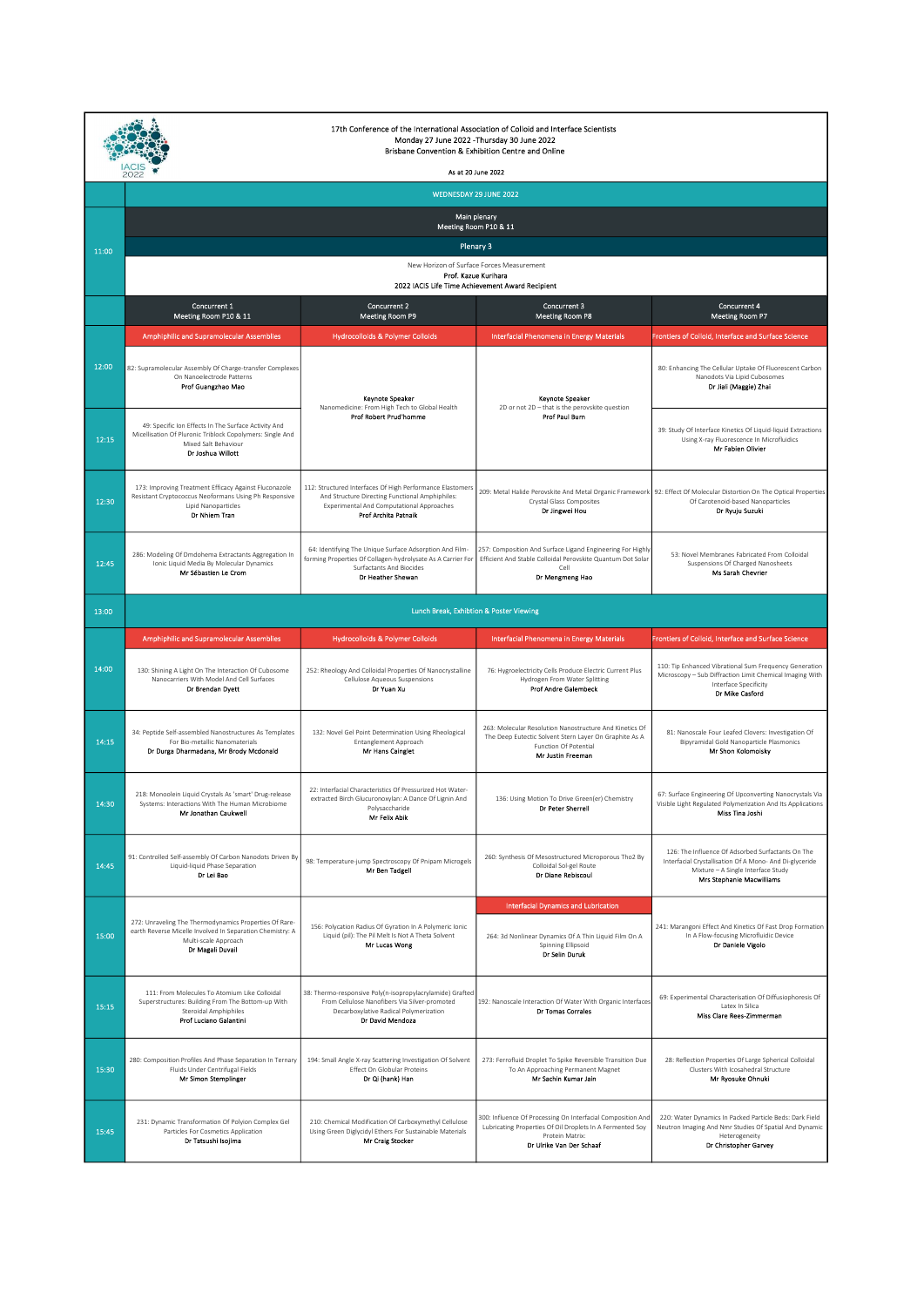17th Conference of the International Association of Colloid and Interface Scientists
Monday 27 June 2022 -Thursday 30 June 2022
Brisbane Convention & Exhibition Centre and Online

As at 20 June 2022

## WEDNESDAY 29 JUNE 2022

| Time | Concurrent 1<br>Meeting Room P10 & 11 | Concurrent 2<br>Meeting Room P9 | Concurrent 3<br>Meeting Room P8 | Concurrent 4<br>Meeting Room P7 |
|---|---|---|---|---|
| 11:00 | Main plenary<br>Meeting Room P10 & 11<br>**Plenary 3**<br>New Horizon of Surface Forces Measurement<br>**Prof. Kazue Kurihara**<br>**2022 IACIS Life Time Achievement Award Recipient** | | | |
| | **Amphiphilic and Supramolecular Assemblies** | **Hydrocolloids & Polymer Colloids** | **Interfacial Phenomena in Energy Materials** | **Frontiers of Colloid, Interface and Surface Science** |
| 12:00 | 82: Supramolecular Assembly Of Charge-transfer Complexes On Nanoelectrode Patterns<br>**Prof Guangzhao Mao** | Keynote Speaker<br>Nanomedicine: From High Tech to Global Health<br>**Prof Robert Prud'homme** | Keynote Speaker<br>2D or not 2D – that is the perovskite question<br>**Prof Paul Burn** | 80: Enhancing The Cellular Uptake Of Fluorescent Carbon Nanodots Via Lipid Cubosomes<br>**Dr Jiali (Maggie) Zhai** |
| 12:15 | 49: Specific Ion Effects In The Surface Activity And Micellisation Of Pluronic Triblock Copolymers: Single And Mixed Salt Behaviour<br>**Dr Joshua Willott** | | | 39: Study Of Interface Kinetics Of Liquid-liquid Extractions Using X-ray Fluorescence In Microfluidics<br>**Mr Fabien Olivier** |
| 12:30 | 173: Improving Treatment Efficacy Against Fluconazole Resistant Cryptococcus Neoformans Using Ph Responsive Lipid Nanoparticles<br>**Dr Nhiem Tran** | 112: Structured Interfaces Of High Performance Elastomers And Structure Directing Functional Amphiphiles: Experimental And Computational Approaches<br>**Prof Archita Patnaik** | 209: Metal Halide Perovskite And Metal Organic Framework Crystal Glass Composites<br>**Dr Jingwei Hou** | 92: Effect Of Molecular Distortion On The Optical Properties Of Carotenoid-based Nanoparticles<br>**Dr Ryuju Suzuki** |
| 12:45 | 286: Modeling Of Dmdohema Extractants Aggregation In Ionic Liquid Media By Molecular Dynamics<br>**Mr Sébastien Le Crom** | 64: Identifying The Unique Surface Adsorption And Film-forming Properties Of Collagen-hydrolysate As A Carrier For Surfactants And Biocides<br>**Dr Heather Shewan** | 257: Composition And Surface Ligand Engineering For Highly Efficient And Stable Colloidal Perovskite Quantum Dot Solar Cell<br>**Dr Mengmeng Hao** | 53: Novel Membranes Fabricated From Colloidal Suspensions Of Charged Nanosheets<br>**Ms Sarah Chevrier** |
| 13:00 | Lunch Break, Exhibition & Poster Viewing | | | |
| | **Amphiphilic and Supramolecular Assemblies** | **Hydrocolloids & Polymer Colloids** | **Interfacial Phenomena in Energy Materials** | **Frontiers of Colloid, Interface and Surface Science** |
| 14:00 | 130: Shining A Light On The Interaction Of Cubosome Nanocarriers With Model And Cell Surfaces<br>**Dr Brendan Dyett** | 252: Rheology And Colloidal Properties Of Nanocrystalline Cellulose Aqueous Suspensions<br>**Dr Yuan Xu** | 76: Hygroelectricity Cells Produce Electric Current Plus Hydrogen From Water Splitting<br>**Prof Andre Galembeck** | 110: Tip Enhanced Vibrational Sum Frequency Generation Microscopy – Sub Diffraction Limit Chemical Imaging With Interface Specificity<br>**Dr Mike Casford** |
| 14:15 | 34: Peptide Self-assembled Nanostructures As Templates For Bio-metallic Nanomaterials<br>**Dr Durga Dharmadana, Mr Brody Mcdonald** | 132: Novel Gel Point Determination Using Rheological Entanglement Approach<br>**Mr Hans Cainglet** | 263: Molecular Resolution Nanostructure And Kinetics Of The Deep Eutectic Solvent Stern Layer On Graphite As A Function Of Potential<br>**Mr Justin Freeman** | 81: Nanoscale Four Leafed Clovers: Investigation Of Bipyramidal Gold Nanoparticle Plasmonics<br>**Mr Shon Kolomoisky** |
| 14:30 | 218: Monoolein Liquid Crystals As 'smart' Drug-release Systems: Interactions With The Human Microbiome<br>**Mr Jonathan Caukwell** | 22: Interfacial Characteristics Of Pressurized Hot Water-extracted Birch Glucuronoxylan: A Dance Of Lignin And Polysaccharide<br>**Mr Felix Abik** | 136: Using Motion To Drive Green(er) Chemistry<br>**Dr Peter Sherrell** | 67: Surface Engineering Of Upconverting Nanocrystals Via Visible Light Regulated Polymerization And Its Applications<br>**Miss Tina Joshi** |
| 14:45 | 91: Controlled Self-assembly Of Carbon Nanodots Driven By Liquid-liquid Phase Separation<br>**Dr Lei Bao** | 98: Temperature-jump Spectroscopy Of Pnipam Microgels<br>**Mr Ben Tadgell** | 260: Synthesis Of Mesostructured Microporous Tho2 By Colloidal Sol-gel Route<br>**Dr Diane Rebiscoul** | 126: The Influence Of Adsorbed Surfactants On The Interfacial Crystallisation Of A Mono- And Di-glyceride Mixture – A Single Interface Study<br>**Mrs Stephanie Macwilliams** |
| | | | **Interfacial Dynamics and Lubrication** | |
| 15:00 | 272: Unraveling The Thermodynamics Properties Of Rare-earth Reverse Micelle Involved In Separation Chemistry: A Multi-scale Approach<br>**Dr Magali Duvail** | 156: Polycation Radius Of Gyration In A Polymeric Ionic Liquid (pil): The Pil Melt Is Not A Theta Solvent<br>**Mr Lucas Wong** | 264: 3d Nonlinear Dynamics Of A Thin Liquid Film On A Spinning Ellipsoid<br>**Dr Selin Duruk** | 241: Marangoni Effect And Kinetics Of Fast Drop Formation In A Flow-focusing Microfluidic Device<br>**Dr Daniele Vigolo** |
| 15:15 | 111: From Molecules To Atomium Like Colloidal Superstructures: Building From The Bottom-up With Steroidal Amphiphiles<br>**Prof Luciano Galantini** | 38: Thermo-responsive Poly(n-isopropylacrylamide) Grafted From Cellulose Nanofibers Via Silver-promoted Decarboxylative Radical Polymerization<br>**Dr David Mendoza** | 192: Nanoscale Interaction Of Water With Organic Interfaces<br>**Dr Tomas Corrales** | 69: Experimental Characterisation Of Diffusiophoresis Of Latex In Silica<br>**Miss Clare Rees-Zimmerman** |
| 15:30 | 280: Composition Profiles And Phase Separation In Ternary Fluids Under Centrifugal Fields<br>**Mr Simon Stemplinger** | 194: Small Angle X-ray Scattering Investigation Of Solvent Effect On Globular Proteins<br>**Dr Qi (hank) Han** | 273: Ferrofluid Droplet To Spike Reversible Transition Due To An Approaching Permanent Magnet<br>**Mr Sachin Kumar Jain** | 28: Reflection Properties Of Large Spherical Colloidal Clusters With Icosahedral Structure<br>**Mr Ryosuke Ohnuki** |
| 15:45 | 231: Dynamic Transformation Of Polyion Complex Gel Particles For Cosmetics Application<br>**Dr Tatsushi Isojima** | 210: Chemical Modification Of Carboxymethyl Cellulose Using Green Diglycidyl Ethers For Sustainable Materials<br>**Mr Craig Stocker** | 300: Influence Of Processing On Interfacial Composition And Lubricating Properties Of Oil Droplets In A Fermented Soy Protein Matrix<br>**Dr Ulrike Van Der Schaaf** | 220: Water Dynamics In Packed Particle Beds: Dark Field Neutron Imaging And Nmr Studies Of Spatial And Dynamic Heterogeneity<br>**Dr Christopher Garvey** |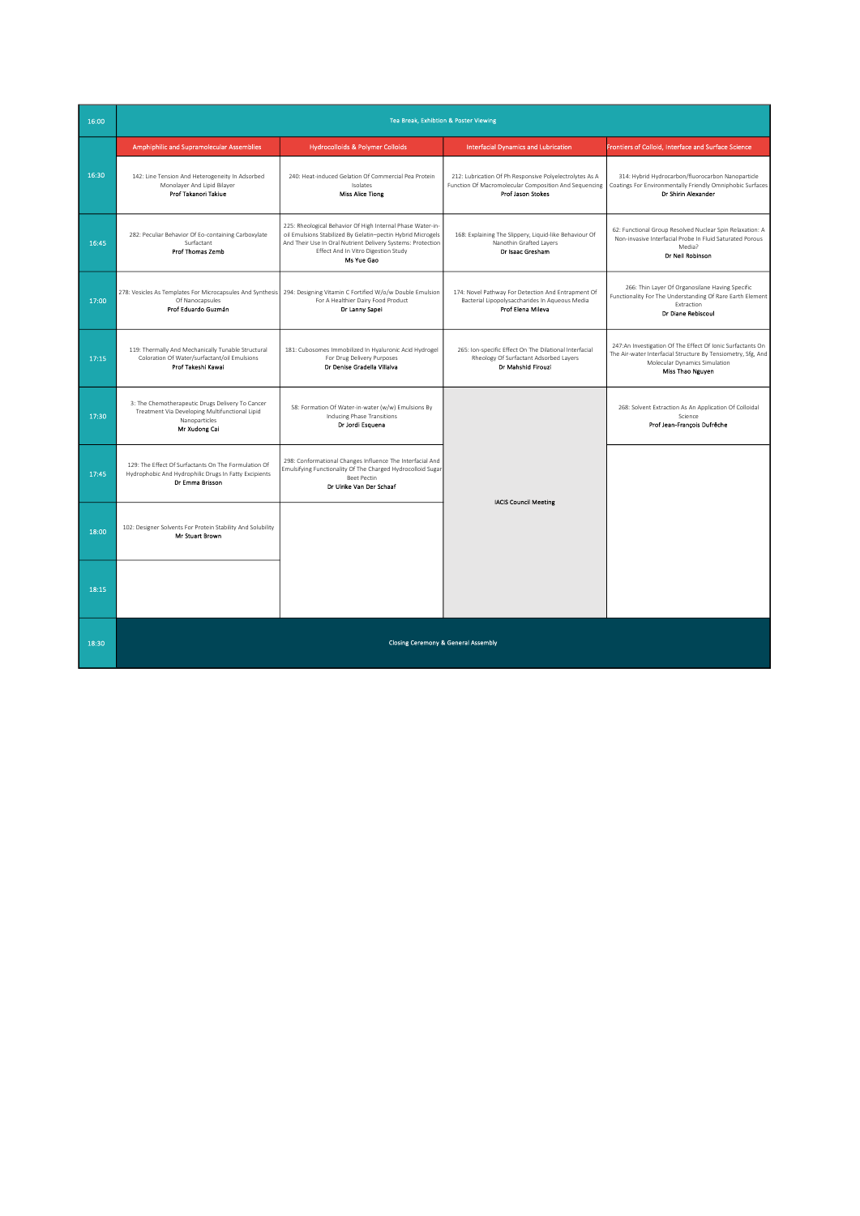| | | | | |
|---|---|---|---|---|
| 16:00 | Tea Break, Exhibition & Poster Viewing | | | |
| | Amphiphilic and Supramolecular Assemblies | Hydrocolloids & Polymer Colloids | Interfacial Dynamics and Lubrication | Frontiers of Colloid, Interface and Surface Science |
| 16:30 | 142: Line Tension And Heterogeneity In Adsorbed Monolayer And Lipid Bilayer **Prof Takanori Takiue** | 240: Heat-induced Gelation Of Commercial Pea Protein Isolates **Miss Alice Tiong** | 212: Lubrication Of Ph Responsive Polyelectrolytes As A Function Of Macromolecular Composition And Sequencing **Prof Jason Stokes** | 314: Hybrid Hydrocarbon/fluorocarbon Nanoparticle Coatings For Environmentally Friendly Omniphobic Surfaces **Dr Shirin Alexander** |
| 16:45 | 282: Peculiar Behavior Of Eo-containing Carboxylate Surfactant **Prof Thomas Zemb** | 225: Rheological Behavior Of High Internal Phase Water-in-oil Emulsions Stabilized By Gelatin–pectin Hybrid Microgels And Their Use In Oral Nutrient Delivery Systems: Protection Effect And In Vitro Digestion Study **Ms Yue Gao** | 168: Explaining The Slippery, Liquid-like Behaviour Of Nanothin Grafted Layers **Dr Isaac Gresham** | 62: Functional Group Resolved Nuclear Spin Relaxation: A Non-invasive Interfacial Probe In Fluid Saturated Porous Media? **Dr Neil Robinson** |
| 17:00 | 278: Vesicles As Templates For Microcapsules And Synthesis Of Nanocapsules **Prof Eduardo Guzmán** | 294: Designing Vitamin C Fortified W/o/w Double Emulsion For A Healthier Dairy Food Product **Dr Lanny Sapei** | 174: Novel Pathway For Detection And Entrapment Of Bacterial Lipopolysaccharides In Aqueous Media **Prof Elena Mileva** | 266: Thin Layer Of Organosilane Having Specific Functionality For The Understanding Of Rare Earth Element Extraction **Dr Diane Rebiscoul** |
| 17:15 | 119: Thermally And Mechanically Tunable Structural Coloration Of Water/surfactant/oil Emulsions **Prof Takeshi Kawai** | 181: Cubosomes Immobilized In Hyaluronic Acid Hydrogel For Drug Delivery Purposes **Dr Denise Gradella Villalva** | 265: Ion-specific Effect On The Dilational Interfacial Rheology Of Surfactant Adsorbed Layers **Dr Mahshid Firouzi** | 247:An Investigation Of The Effect Of Ionic Surfactants On The Air-water Interfacial Structure By Tensiometry, Sfg, And Molecular Dynamics Simulation **Miss Thao Nguyen** |
| 17:30 | 3: The Chemotherapeutic Drugs Delivery To Cancer Treatment Via Developing Multifunctional Lipid Nanoparticles **Mr Xudong Cai** | 58: Formation Of Water-in-water (w/w) Emulsions By Inducing Phase Transitions **Dr Jordi Esquena** | IACIS Council Meeting | 268: Solvent Extraction As An Application Of Colloidal Science **Prof Jean-François Dufrêche** |
| 17:45 | 129: The Effect Of Surfactants On The Formulation Of Hydrophobic And Hydrophilic Drugs In Fatty Excipients **Dr Emma Brisson** | 298: Conformational Changes Influence The Interfacial And Emulsifying Functionality Of The Charged Hydrocolloid Sugar Beet Pectin **Dr Ulrike Van Der Schaaf** | | |
| 18:00 | 102: Designer Solvents For Protein Stability And Solubility **Mr Stuart Brown** | | | |
| 18:15 | | | | |
| 18:30 | Closing Ceremony & General Assembly | | | |